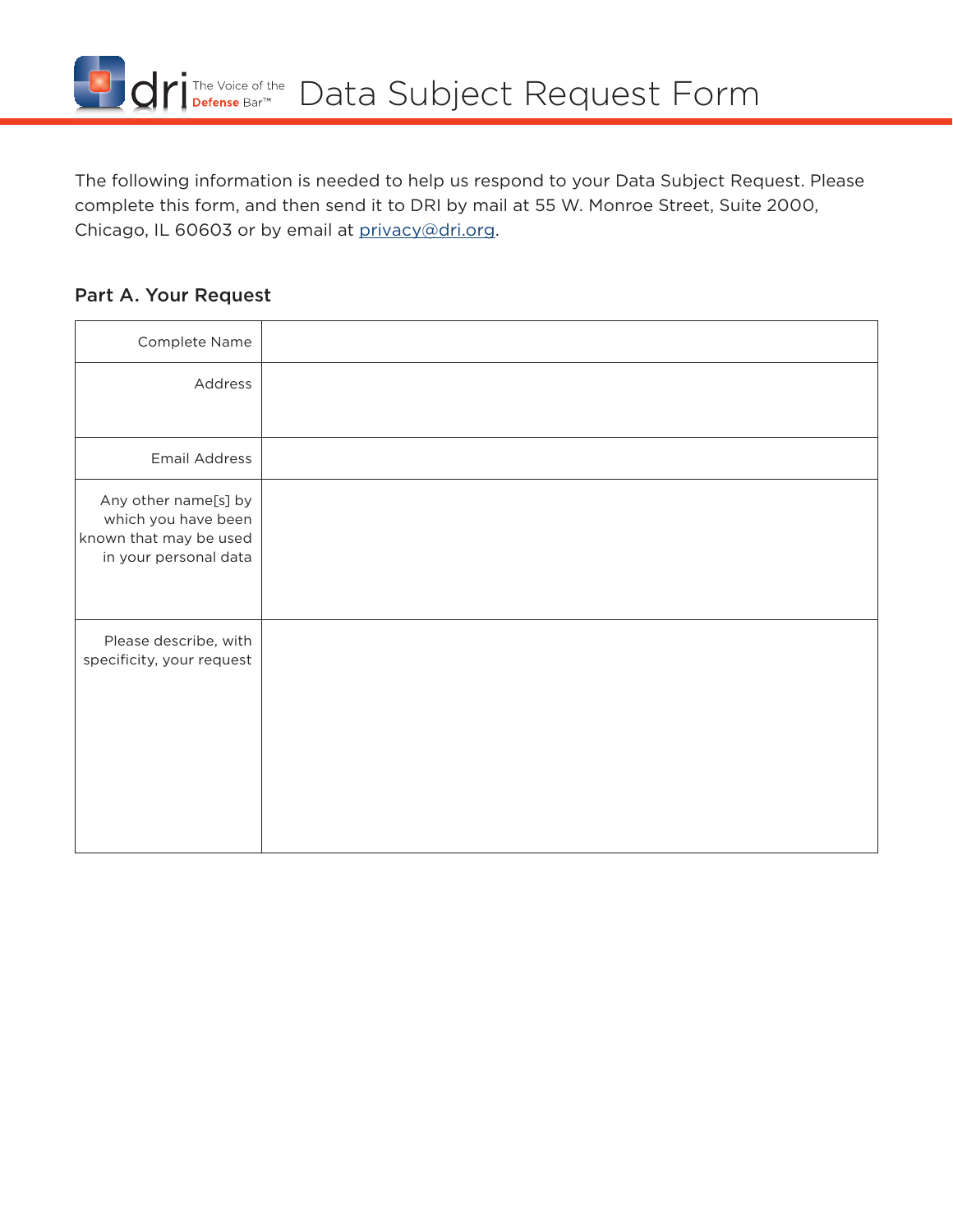# Data Subject Request Form

The following information is needed to help us respond to your Data Subject Request. Please complete this form, and then send it to DRI by mail at 55 W. Monroe Street, Suite 2000, Chicago, IL 60603 or by email at privacy@dri.org.

## Part A. Your Request

| | |
|---|---|
| Complete Name | |
| Address | |
| Email Address | |
| Any other name[s] by which you have been known that may be used in your personal data | |
| Please describe, with specificity, your request | |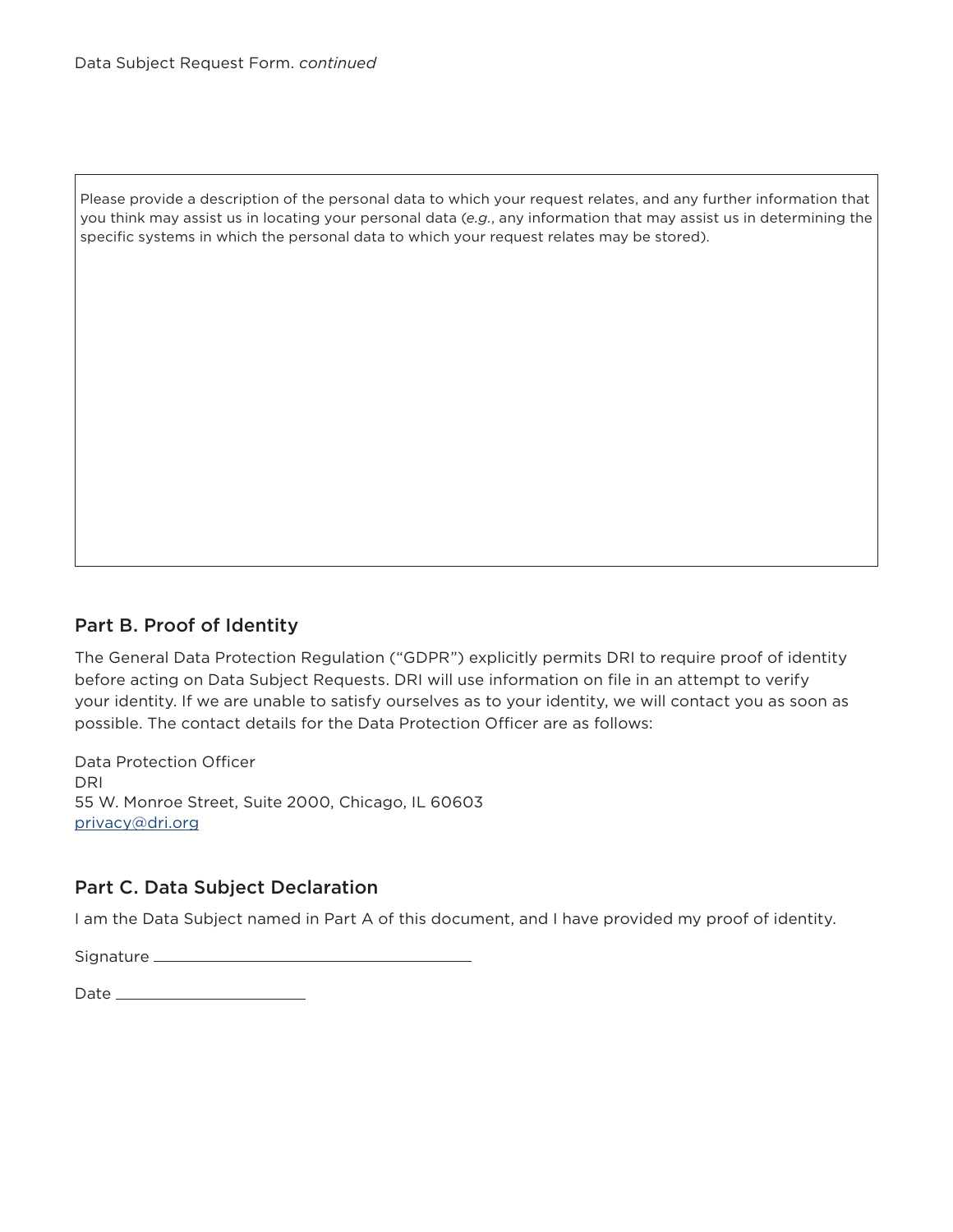Data Subject Request Form. *continued*

Please provide a description of the personal data to which your request relates, and any further information that you think may assist us in locating your personal data (*e.g.*, any information that may assist us in determining the specific systems in which the personal data to which your request relates may be stored).

## Part B. Proof of Identity

The General Data Protection Regulation ("GDPR") explicitly permits DRI to require proof of identity before acting on Data Subject Requests. DRI will use information on file in an attempt to verify your identity. If we are unable to satisfy ourselves as to your identity, we will contact you as soon as possible. The contact details for the Data Protection Officer are as follows:

Data Protection Officer
DRI
55 W. Monroe Street, Suite 2000, Chicago, IL 60603
privacy@dri.org

## Part C. Data Subject Declaration

I am the Data Subject named in Part A of this document, and I have provided my proof of identity.

Signature ______________________________

Date __________________